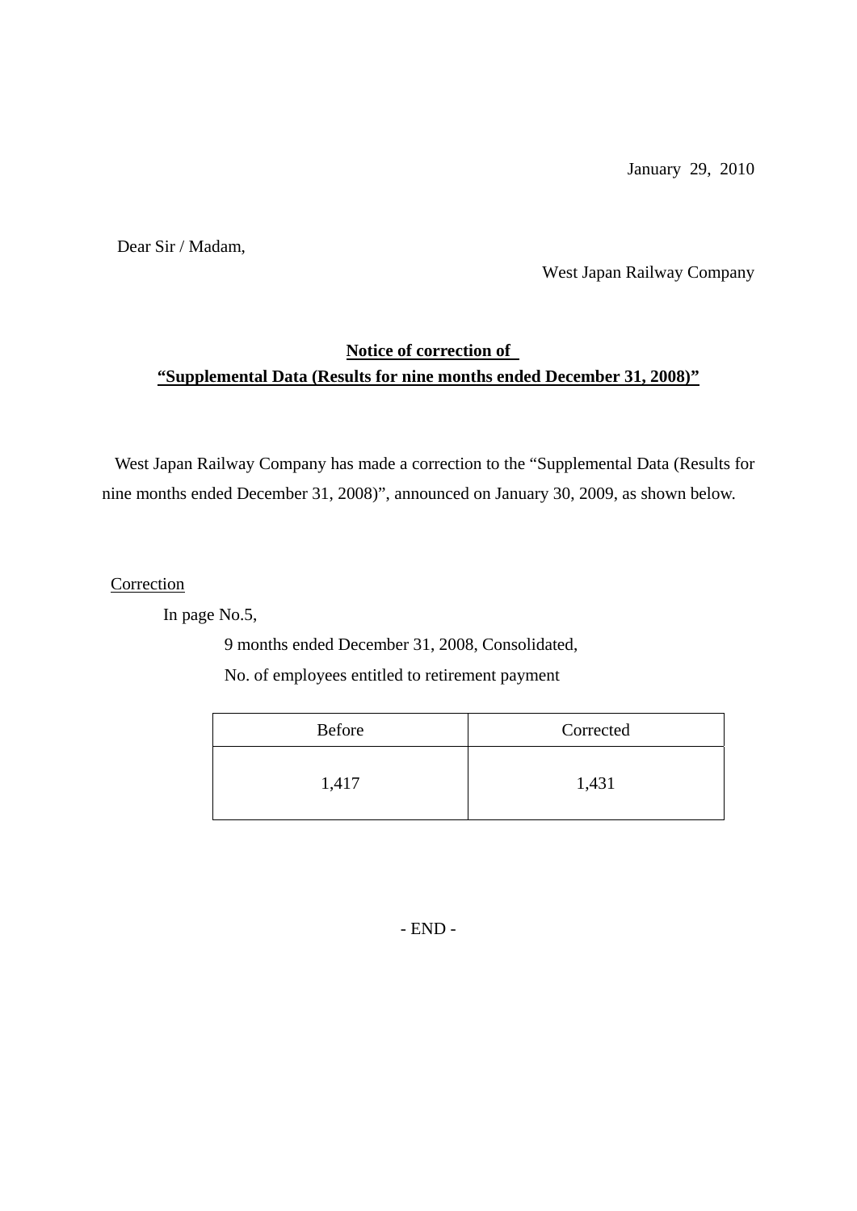January 29, 2010

Dear Sir / Madam,

West Japan Railway Company

## Notice of correction of "Supplemental Data (Results for nine months ended December 31, 2008)"

West Japan Railway Company has made a correction to the "Supplemental Data (Results for nine months ended December 31, 2008)", announced on January 30, 2009, as shown below.

Correction

In page No.5,

9 months ended December 31, 2008, Consolidated,

No. of employees entitled to retirement payment

| Before | Corrected |
|---|---|
| 1,417 | 1,431 |

- END -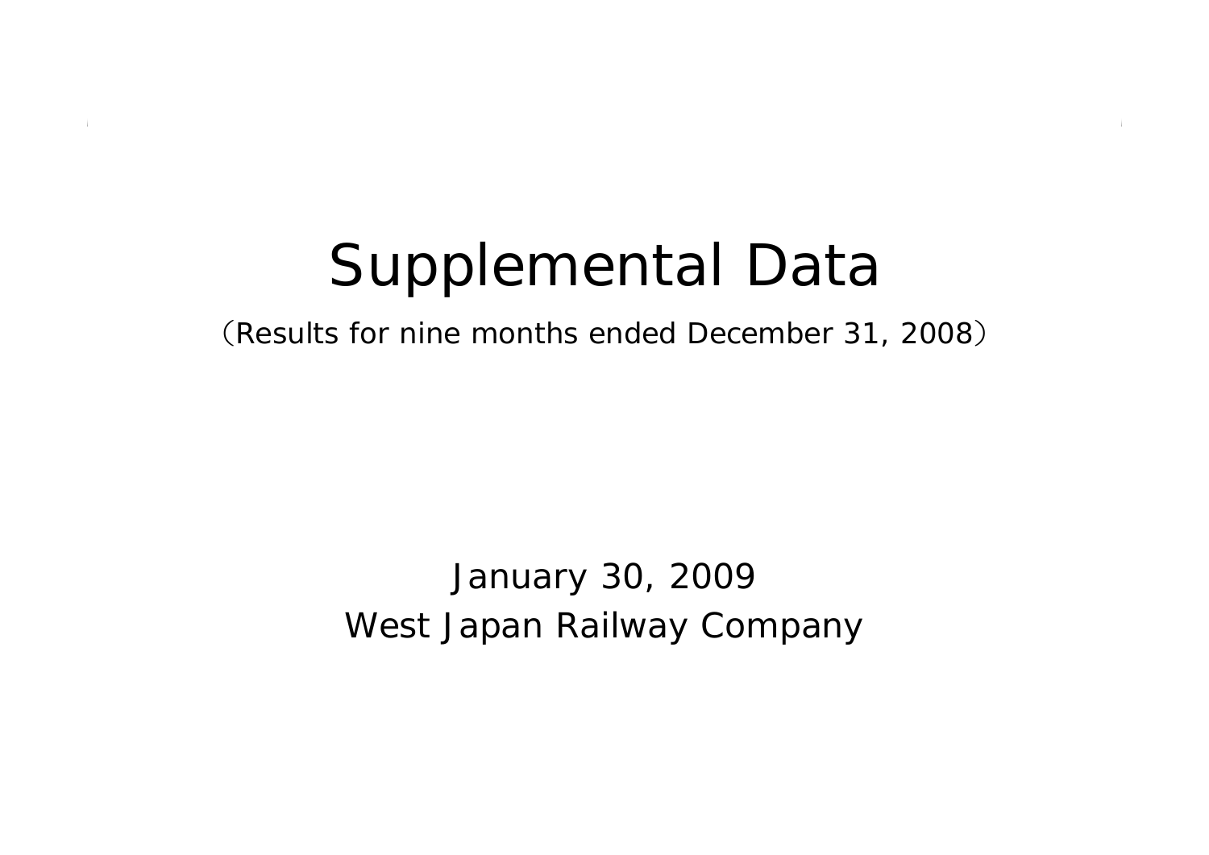# Supplemental Data

（Results for nine months ended December 31, 2008）

January 30, 2009

West Japan Railway Company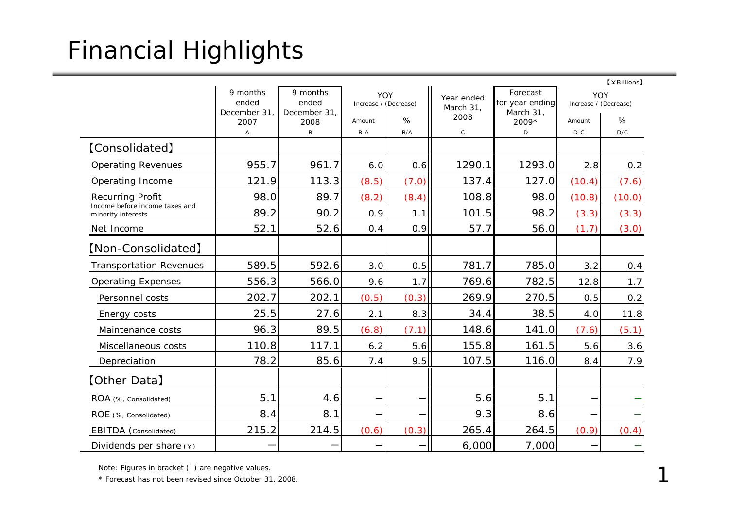# Financial Highlights

【¥Billions】

| | 9 months ended December 31, 2007 | 9 months ended December 31, 2008 | YOY Increase / (Decrease) | | Year ended March 31, 2008 | Forecast for year ending March 31, 2009* | YOY Increase / (Decrease) | |
|---|---|---|---|---|---|---|---|---|
| | | | Amount | % | | | Amount | % |
| | A | B | B-A | B/A | C | D | D-C | D/C |
| 【Consolidated】 | | | | | | | | |
| Operating Revenues | 955.7 | 961.7 | 6.0 | 0.6 | 1290.1 | 1293.0 | 2.8 | 0.2 |
| Operating Income | 121.9 | 113.3 | (8.5) | (7.0) | 137.4 | 127.0 | (10.4) | (7.6) |
| Recurring Profit | 98.0 | 89.7 | (8.2) | (8.4) | 108.8 | 98.0 | (10.8) | (10.0) |
| Income before income taxes and minority interests | 89.2 | 90.2 | 0.9 | 1.1 | 101.5 | 98.2 | (3.3) | (3.3) |
| Net Income | 52.1 | 52.6 | 0.4 | 0.9 | 57.7 | 56.0 | (1.7) | (3.0) |
| 【Non-Consolidated】 | | | | | | | | |
| Transportation Revenues | 589.5 | 592.6 | 3.0 | 0.5 | 781.7 | 785.0 | 3.2 | 0.4 |
| Operating Expenses | 556.3 | 566.0 | 9.6 | 1.7 | 769.6 | 782.5 | 12.8 | 1.7 |
| Personnel costs | 202.7 | 202.1 | (0.5) | (0.3) | 269.9 | 270.5 | 0.5 | 0.2 |
| Energy costs | 25.5 | 27.6 | 2.1 | 8.3 | 34.4 | 38.5 | 4.0 | 11.8 |
| Maintenance costs | 96.3 | 89.5 | (6.8) | (7.1) | 148.6 | 141.0 | (7.6) | (5.1) |
| Miscellaneous costs | 110.8 | 117.1 | 6.2 | 5.6 | 155.8 | 161.5 | 5.6 | 3.6 |
| Depreciation | 78.2 | 85.6 | 7.4 | 9.5 | 107.5 | 116.0 | 8.4 | 7.9 |
| 【Other Data】 | | | | | | | | |
| ROA (%, Consolidated) | 5.1 | 4.6 | − | − | 5.6 | 5.1 | − | − |
| ROE (%, Consolidated) | 8.4 | 8.1 | − | − | 9.3 | 8.6 | − | − |
| EBITDA (Consolidated) | 215.2 | 214.5 | (0.6) | (0.3) | 265.4 | 264.5 | (0.9) | (0.4) |
| Dividends per share (¥) | − | − | − | − | 6,000 | 7,000 | − | − |

Note: Figures in bracket ( ) are negative values.

\* Forecast has not been revised since October 31, 2008.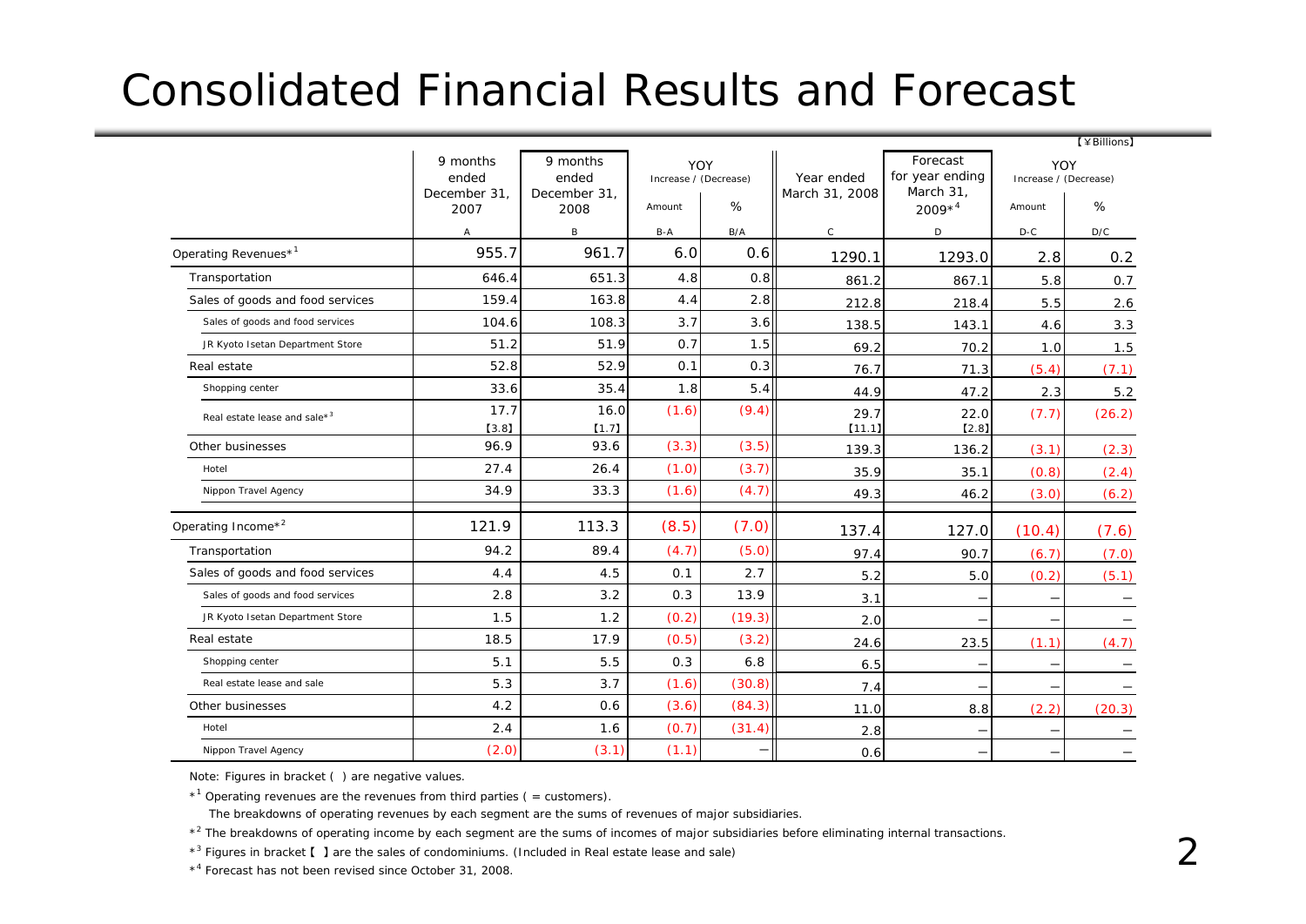# Consolidated Financial Results and Forecast

【¥Billions】

| | 9 months ended December 31, 2007 | 9 months ended December 31, 2008 | YOY Increase / (Decrease) | | Year ended March 31, 2008 | Forecast for year ending March 31, 2009*4 | YOY Increase / (Decrease) | |
|---|---|---|---|---|---|---|---|---|
| | | | Amount | % | | | Amount | % |
| | A | B | B-A | B/A | C | D | D-C | D/C |
| Operating Revenues*1 | 955.7 | 961.7 | 6.0 | 0.6 | 1290.1 | 1293.0 | 2.8 | 0.2 |
| Transportation | 646.4 | 651.3 | 4.8 | 0.8 | 861.2 | 867.1 | 5.8 | 0.7 |
| Sales of goods and food services | 159.4 | 163.8 | 4.4 | 2.8 | 212.8 | 218.4 | 5.5 | 2.6 |
| Sales of goods and food services | 104.6 | 108.3 | 3.7 | 3.6 | 138.5 | 143.1 | 4.6 | 3.3 |
| JR Kyoto Isetan Department Store | 51.2 | 51.9 | 0.7 | 1.5 | 69.2 | 70.2 | 1.0 | 1.5 |
| Real estate | 52.8 | 52.9 | 0.1 | 0.3 | 76.7 | 71.3 | (5.4) | (7.1) |
| Shopping center | 33.6 | 35.4 | 1.8 | 5.4 | 44.9 | 47.2 | 2.3 | 5.2 |
| Real estate lease and sale*3 | 17.7 【3.8】 | 16.0 【1.7】 | (1.6) | (9.4) | 29.7 【11.1】 | 22.0 【2.8】 | (7.7) | (26.2) |
| Other businesses | 96.9 | 93.6 | (3.3) | (3.5) | 139.3 | 136.2 | (3.1) | (2.3) |
| Hotel | 27.4 | 26.4 | (1.0) | (3.7) | 35.9 | 35.1 | (0.8) | (2.4) |
| Nippon Travel Agency | 34.9 | 33.3 | (1.6) | (4.7) | 49.3 | 46.2 | (3.0) | (6.2) |
| Operating Income*2 | 121.9 | 113.3 | (8.5) | (7.0) | 137.4 | 127.0 | (10.4) | (7.6) |
| Transportation | 94.2 | 89.4 | (4.7) | (5.0) | 97.4 | 90.7 | (6.7) | (7.0) |
| Sales of goods and food services | 4.4 | 4.5 | 0.1 | 2.7 | 5.2 | 5.0 | (0.2) | (5.1) |
| Sales of goods and food services | 2.8 | 3.2 | 0.3 | 13.9 | 3.1 | — | — | — |
| JR Kyoto Isetan Department Store | 1.5 | 1.2 | (0.2) | (19.3) | 2.0 | — | — | — |
| Real estate | 18.5 | 17.9 | (0.5) | (3.2) | 24.6 | 23.5 | (1.1) | (4.7) |
| Shopping center | 5.1 | 5.5 | 0.3 | 6.8 | 6.5 | — | — | — |
| Real estate lease and sale | 5.3 | 3.7 | (1.6) | (30.8) | 7.4 | — | — | — |
| Other businesses | 4.2 | 0.6 | (3.6) | (84.3) | 11.0 | 8.8 | (2.2) | (20.3) |
| Hotel | 2.4 | 1.6 | (0.7) | (31.4) | 2.8 | — | — | — |
| Nippon Travel Agency | (2.0) | (3.1) | (1.1) | — | 0.6 | — | — | — |

Note: Figures in bracket ( ) are negative values.

*1 Operating revenues are the revenues from third parties ( = customers).

The breakdowns of operating revenues by each segment are the sums of revenues of major subsidiaries.

*2 The breakdowns of operating income by each segment are the sums of incomes of major subsidiaries before eliminating internal transactions.

*3 Figures in bracket【 】are the sales of condominiums. (Included in Real estate lease and sale)

*4 Forecast has not been revised since October 31, 2008.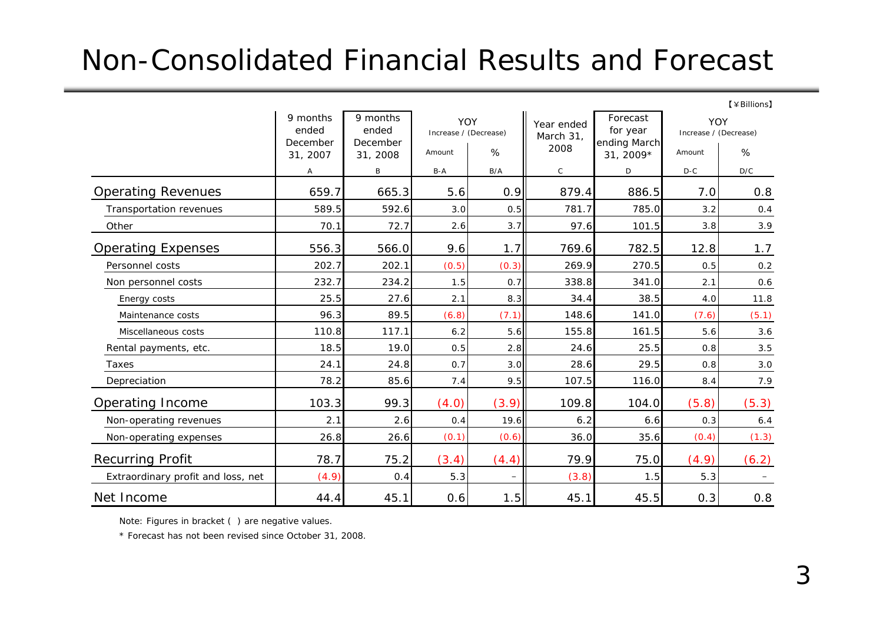# Non-Consolidated Financial Results and Forecast

【¥Billions】

| | 9 months ended December 31, 2007 | 9 months ended December 31, 2008 | YOY Increase / (Decrease) | | Year ended March 31, 2008 | Forecast for year ending March 31, 2009* | YOY Increase / (Decrease) | |
|---|---|---|---|---|---|---|---|---|
| | | | Amount | % | | | Amount | % |
| | A | B | B-A | B/A | C | D | D-C | D/C |
| Operating Revenues | 659.7 | 665.3 | 5.6 | 0.9 | 879.4 | 886.5 | 7.0 | 0.8 |
| Transportation revenues | 589.5 | 592.6 | 3.0 | 0.5 | 781.7 | 785.0 | 3.2 | 0.4 |
| Other | 70.1 | 72.7 | 2.6 | 3.7 | 97.6 | 101.5 | 3.8 | 3.9 |
| Operating Expenses | 556.3 | 566.0 | 9.6 | 1.7 | 769.6 | 782.5 | 12.8 | 1.7 |
| Personnel costs | 202.7 | 202.1 | (0.5) | (0.3) | 269.9 | 270.5 | 0.5 | 0.2 |
| Non personnel costs | 232.7 | 234.2 | 1.5 | 0.7 | 338.8 | 341.0 | 2.1 | 0.6 |
| Energy costs | 25.5 | 27.6 | 2.1 | 8.3 | 34.4 | 38.5 | 4.0 | 11.8 |
| Maintenance costs | 96.3 | 89.5 | (6.8) | (7.1) | 148.6 | 141.0 | (7.6) | (5.1) |
| Miscellaneous costs | 110.8 | 117.1 | 6.2 | 5.6 | 155.8 | 161.5 | 5.6 | 3.6 |
| Rental payments, etc. | 18.5 | 19.0 | 0.5 | 2.8 | 24.6 | 25.5 | 0.8 | 3.5 |
| Taxes | 24.1 | 24.8 | 0.7 | 3.0 | 28.6 | 29.5 | 0.8 | 3.0 |
| Depreciation | 78.2 | 85.6 | 7.4 | 9.5 | 107.5 | 116.0 | 8.4 | 7.9 |
| Operating Income | 103.3 | 99.3 | (4.0) | (3.9) | 109.8 | 104.0 | (5.8) | (5.3) |
| Non-operating revenues | 2.1 | 2.6 | 0.4 | 19.6 | 6.2 | 6.6 | 0.3 | 6.4 |
| Non-operating expenses | 26.8 | 26.6 | (0.1) | (0.6) | 36.0 | 35.6 | (0.4) | (1.3) |
| Recurring Profit | 78.7 | 75.2 | (3.4) | (4.4) | 79.9 | 75.0 | (4.9) | (6.2) |
| Extraordinary profit and loss, net | (4.9) | 0.4 | 5.3 | – | (3.8) | 1.5 | 5.3 | – |
| Net Income | 44.4 | 45.1 | 0.6 | 1.5 | 45.1 | 45.5 | 0.3 | 0.8 |

Note: Figures in bracket ( ) are negative values.

* Forecast has not been revised since October 31, 2008.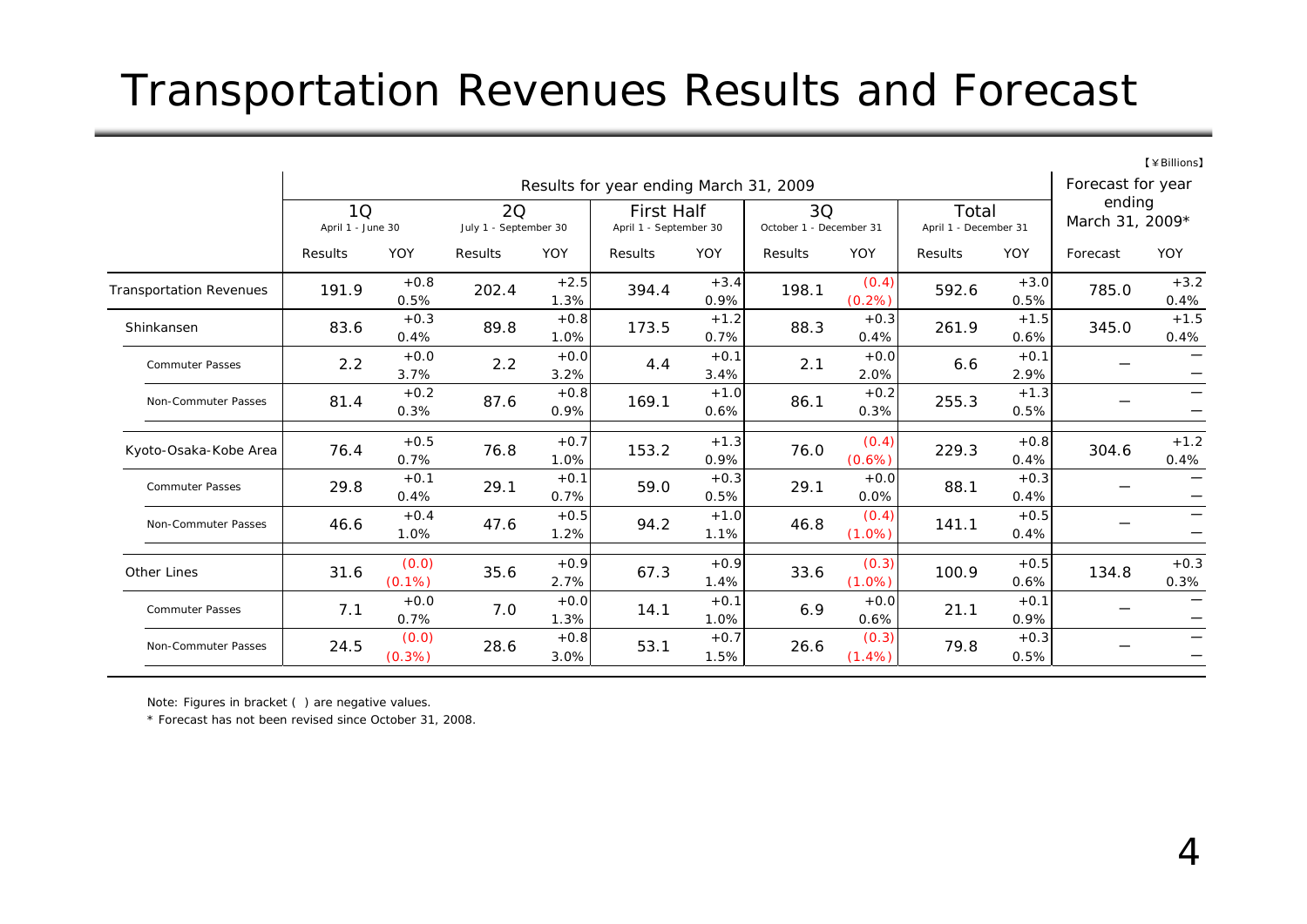# Transportation Revenues Results and Forecast

【¥Billions】

| | Results for year ending March 31, 2009 | | | | | | | | | | Forecast for year ending March 31, 2009* | |
|---|---|---|---|---|---|---|---|---|---|---|---|---|
| | 1Q April 1 - June 30 | | 2Q July 1 - September 30 | | First Half April 1 - September 30 | | 3Q October 1 - December 31 | | Total April 1 - December 31 | | | |
| | Results | YOY | Results | YOY | Results | YOY | Results | YOY | Results | YOY | Forecast | YOY |
| Transportation Revenues | 191.9 | +0.8 0.5% | 202.4 | +2.5 1.3% | 394.4 | +3.4 0.9% | 198.1 | (0.4) (0.2%) | 592.6 | +3.0 0.5% | 785.0 | +3.2 0.4% |
| Shinkansen | 83.6 | +0.3 0.4% | 89.8 | +0.8 1.0% | 173.5 | +1.2 0.7% | 88.3 | +0.3 0.4% | 261.9 | +1.5 0.6% | 345.0 | +1.5 0.4% |
| Commuter Passes | 2.2 | +0.0 3.7% | 2.2 | +0.0 3.2% | 4.4 | +0.1 3.4% | 2.1 | +0.0 2.0% | 6.6 | +0.1 2.9% | — | — |
| Non-Commuter Passes | 81.4 | +0.2 0.3% | 87.6 | +0.8 0.9% | 169.1 | +1.0 0.6% | 86.1 | +0.2 0.3% | 255.3 | +1.3 0.5% | — | — |
| Kyoto-Osaka-Kobe Area | 76.4 | +0.5 0.7% | 76.8 | +0.7 1.0% | 153.2 | +1.3 0.9% | 76.0 | (0.4) (0.6%) | 229.3 | +0.8 0.4% | 304.6 | +1.2 0.4% |
| Commuter Passes | 29.8 | +0.1 0.4% | 29.1 | +0.1 0.7% | 59.0 | +0.3 0.5% | 29.1 | +0.0 0.0% | 88.1 | +0.3 0.4% | — | — |
| Non-Commuter Passes | 46.6 | +0.4 1.0% | 47.6 | +0.5 1.2% | 94.2 | +1.0 1.1% | 46.8 | (0.4) (1.0%) | 141.1 | +0.5 0.4% | — | — |
| Other Lines | 31.6 | (0.0) (0.1%) | 35.6 | +0.9 2.7% | 67.3 | +0.9 1.4% | 33.6 | (0.3) (1.0%) | 100.9 | +0.5 0.6% | 134.8 | +0.3 0.3% |
| Commuter Passes | 7.1 | +0.0 0.7% | 7.0 | +0.0 1.3% | 14.1 | +0.1 1.0% | 6.9 | +0.0 0.6% | 21.1 | +0.1 0.9% | — | — |
| Non-Commuter Passes | 24.5 | (0.0) (0.3%) | 28.6 | +0.8 3.0% | 53.1 | +0.7 1.5% | 26.6 | (0.3) (1.4%) | 79.8 | +0.3 0.5% | — | — |

Note: Figures in bracket ( ) are negative values.

* Forecast has not been revised since October 31, 2008.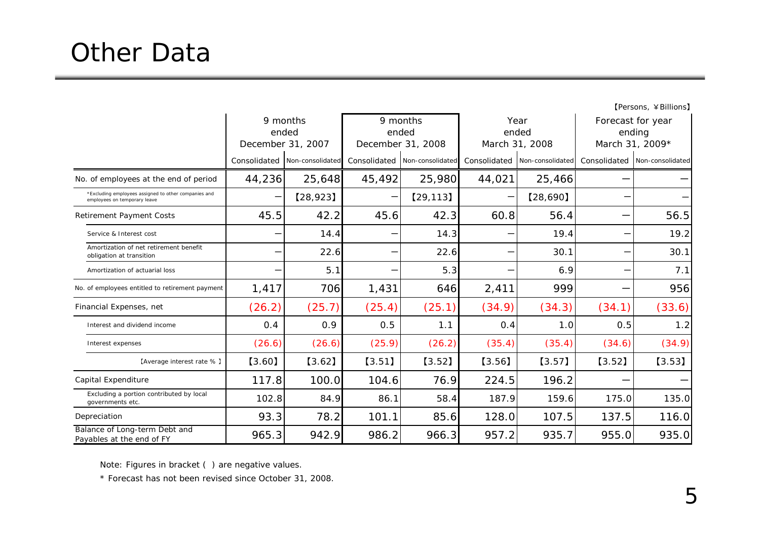# Other Data

【Persons, ¥Billions】

| | 9 months ended December 31, 2007 | | 9 months ended December 31, 2008 | | Year ended March 31, 2008 | | Forecast for year ending March 31, 2009* | |
|---|---|---|---|---|---|---|---|---|
| | Consolidated | Non-consolidated | Consolidated | Non-consolidated | Consolidated | Non-consolidated | Consolidated | Non-consolidated |
| No. of employees at the end of period | 44,236 | 25,648 | 45,492 | 25,980 | 44,021 | 25,466 | ― | ― |
| *Excluding employees assigned to other companies and employees on temporary leave | ― | 【28,923】 | ― | 【29,113】 | ― | 【28,690】 | ― | ― |
| Retirement Payment Costs | 45.5 | 42.2 | 45.6 | 42.3 | 60.8 | 56.4 | ― | 56.5 |
| Service & Interest cost | ― | 14.4 | ― | 14.3 | ― | 19.4 | ― | 19.2 |
| Amortization of net retirement benefit obligation at transition | ― | 22.6 | ― | 22.6 | ― | 30.1 | ― | 30.1 |
| Amortization of actuarial loss | ― | 5.1 | ― | 5.3 | ― | 6.9 | ― | 7.1 |
| No. of employees entitled to retirement payment | 1,417 | 706 | 1,431 | 646 | 2,411 | 999 | ― | 956 |
| Financial Expenses, net | (26.2) | (25.7) | (25.4) | (25.1) | (34.9) | (34.3) | (34.1) | (33.6) |
| Interest and dividend income | 0.4 | 0.9 | 0.5 | 1.1 | 0.4 | 1.0 | 0.5 | 1.2 |
| Interest expenses | (26.6) | (26.6) | (25.9) | (26.2) | (35.4) | (35.4) | (34.6) | (34.9) |
| 【Average interest rate % 】 | 【3.60】 | 【3.62】 | 【3.51】 | 【3.52】 | 【3.56】 | 【3.57】 | 【3.52】 | 【3.53】 |
| Capital Expenditure | 117.8 | 100.0 | 104.6 | 76.9 | 224.5 | 196.2 | ― | ― |
| Excluding a portion contributed by local governments etc. | 102.8 | 84.9 | 86.1 | 58.4 | 187.9 | 159.6 | 175.0 | 135.0 |
| Depreciation | 93.3 | 78.2 | 101.1 | 85.6 | 128.0 | 107.5 | 137.5 | 116.0 |
| Balance of Long-term Debt and Payables at the end of FY | 965.3 | 942.9 | 986.2 | 966.3 | 957.2 | 935.7 | 955.0 | 935.0 |

Note: Figures in bracket ( ) are negative values.

* Forecast has not been revised since October 31, 2008.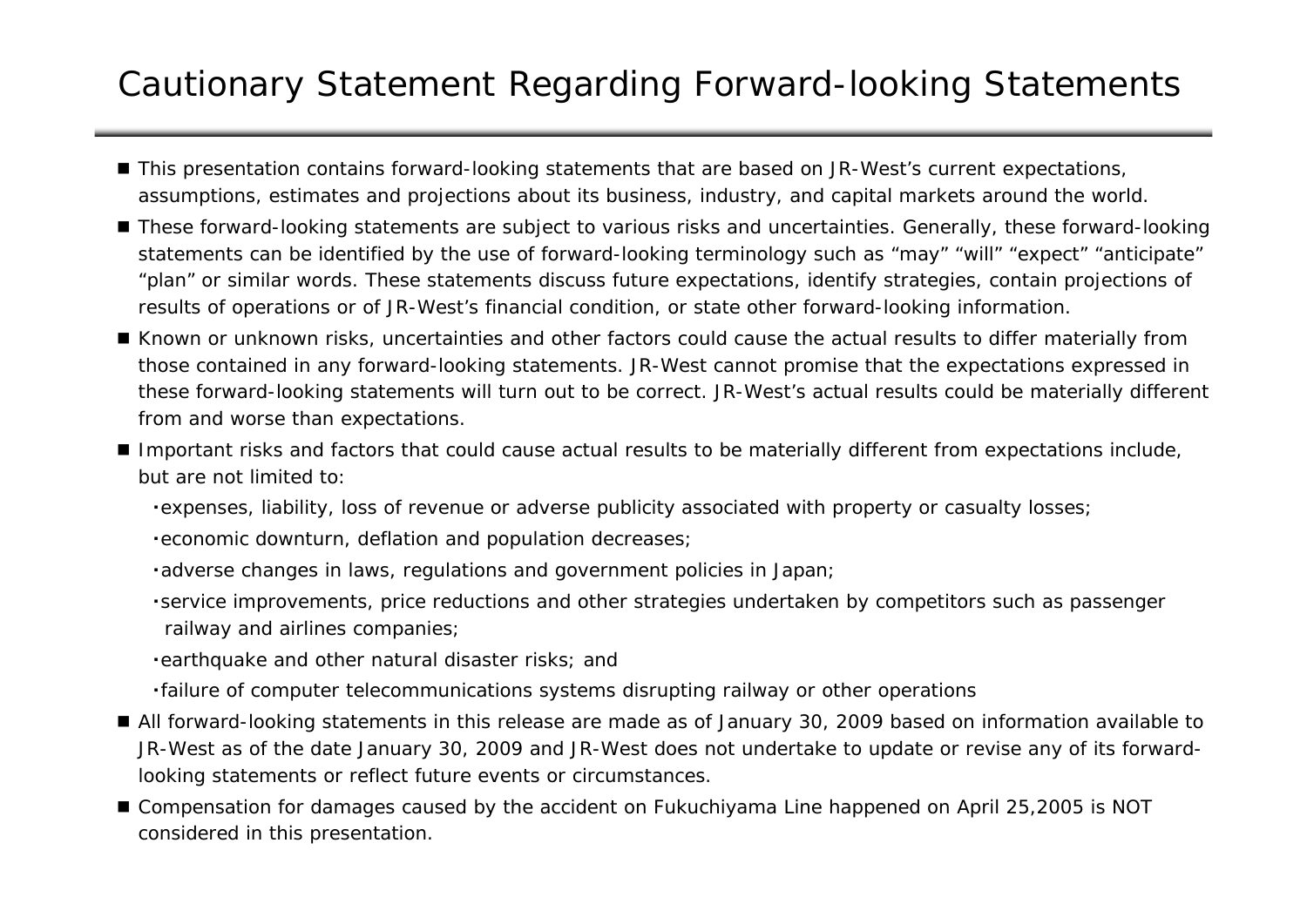# Cautionary Statement Regarding Forward-looking Statements

- This presentation contains forward-looking statements that are based on JR-West's current expectations, assumptions, estimates and projections about its business, industry, and capital markets around the world.
- These forward-looking statements are subject to various risks and uncertainties. Generally, these forward-looking statements can be identified by the use of forward-looking terminology such as "may" "will" "expect" "anticipate" "plan" or similar words. These statements discuss future expectations, identify strategies, contain projections of results of operations or of JR-West's financial condition, or state other forward-looking information.
- Known or unknown risks, uncertainties and other factors could cause the actual results to differ materially from those contained in any forward-looking statements. JR-West cannot promise that the expectations expressed in these forward-looking statements will turn out to be correct. JR-West's actual results could be materially different from and worse than expectations.
- Important risks and factors that could cause actual results to be materially different from expectations include, but are not limited to:
  - expenses, liability, loss of revenue or adverse publicity associated with property or casualty losses;
  - economic downturn, deflation and population decreases;
  - adverse changes in laws, regulations and government policies in Japan;
  - service improvements, price reductions and other strategies undertaken by competitors such as passenger railway and airlines companies;
  - earthquake and other natural disaster risks; and
  - failure of computer telecommunications systems disrupting railway or other operations
- All forward-looking statements in this release are made as of January 30, 2009 based on information available to JR-West as of the date January 30, 2009 and JR-West does not undertake to update or revise any of its forward-looking statements or reflect future events or circumstances.
- Compensation for damages caused by the accident on Fukuchiyama Line happened on April 25,2005 is NOT considered in this presentation.